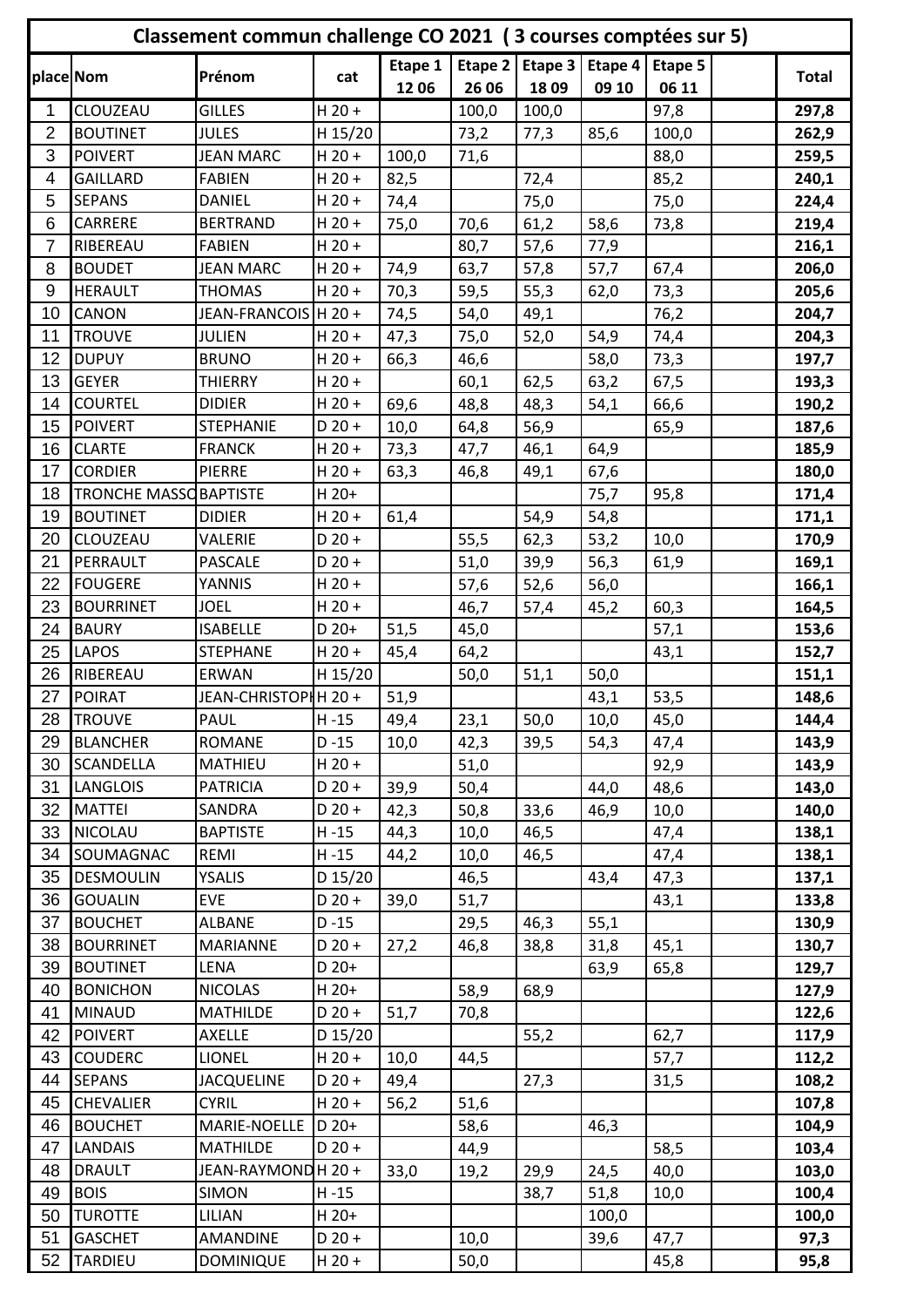# Classement commun challenge CO 2021 ( 3 courses comptées sur 5)

| place | Nom | Prénom | cat | Etape 1 12 06 | Etape 2 26 06 | Etape 3 18 09 | Etape 4 09 10 | Etape 5 06 11 | | Total |
|---|---|---|---|---|---|---|---|---|---|---|
| 1 | CLOUZEAU | GILLES | H 20 + | | 100,0 | 100,0 | | 97,8 | | **297,8** |
| 2 | BOUTINET | JULES | H 15/20 | | 73,2 | 77,3 | 85,6 | 100,0 | | **262,9** |
| 3 | POIVERT | JEAN MARC | H 20 + | 100,0 | 71,6 | | | 88,0 | | **259,5** |
| 4 | GAILLARD | FABIEN | H 20 + | 82,5 | | 72,4 | | 85,2 | | **240,1** |
| 5 | SEPANS | DANIEL | H 20 + | 74,4 | | 75,0 | | 75,0 | | **224,4** |
| 6 | CARRERE | BERTRAND | H 20 + | 75,0 | 70,6 | 61,2 | 58,6 | 73,8 | | **219,4** |
| 7 | RIBEREAU | FABIEN | H 20 + | | 80,7 | 57,6 | 77,9 | | | **216,1** |
| 8 | BOUDET | JEAN MARC | H 20 + | 74,9 | 63,7 | 57,8 | 57,7 | 67,4 | | **206,0** |
| 9 | HERAULT | THOMAS | H 20 + | 70,3 | 59,5 | 55,3 | 62,0 | 73,3 | | **205,6** |
| 10 | CANON | JEAN-FRANCOIS | H 20 + | 74,5 | 54,0 | 49,1 | | 76,2 | | **204,7** |
| 11 | TROUVE | JULIEN | H 20 + | 47,3 | 75,0 | 52,0 | 54,9 | 74,4 | | **204,3** |
| 12 | DUPUY | BRUNO | H 20 + | 66,3 | 46,6 | | 58,0 | 73,3 | | **197,7** |
| 13 | GEYER | THIERRY | H 20 + | | 60,1 | 62,5 | 63,2 | 67,5 | | **193,3** |
| 14 | COURTEL | DIDIER | H 20 + | 69,6 | 48,8 | 48,3 | 54,1 | 66,6 | | **190,2** |
| 15 | POIVERT | STEPHANIE | D 20 + | 10,0 | 64,8 | 56,9 | | 65,9 | | **187,6** |
| 16 | CLARTE | FRANCK | H 20 + | 73,3 | 47,7 | 46,1 | 64,9 | | | **185,9** |
| 17 | CORDIER | PIERRE | H 20 + | 63,3 | 46,8 | 49,1 | 67,6 | | | **180,0** |
| 18 | TRONCHE MASSO | BAPTISTE | H 20+ | | | | 75,7 | 95,8 | | **171,4** |
| 19 | BOUTINET | DIDIER | H 20 + | 61,4 | | 54,9 | 54,8 | | | **171,1** |
| 20 | CLOUZEAU | VALERIE | D 20 + | | 55,5 | 62,3 | 53,2 | 10,0 | | **170,9** |
| 21 | PERRAULT | PASCALE | D 20 + | | 51,0 | 39,9 | 56,3 | 61,9 | | **169,1** |
| 22 | FOUGERE | YANNIS | H 20 + | | 57,6 | 52,6 | 56,0 | | | **166,1** |
| 23 | BOURRINET | JOEL | H 20 + | | 46,7 | 57,4 | 45,2 | 60,3 | | **164,5** |
| 24 | BAURY | ISABELLE | D 20+ | 51,5 | 45,0 | | | 57,1 | | **153,6** |
| 25 | LAPOS | STEPHANE | H 20 + | 45,4 | 64,2 | | | 43,1 | | **152,7** |
| 26 | RIBEREAU | ERWAN | H 15/20 | | 50,0 | 51,1 | 50,0 | | | **151,1** |
| 27 | POIRAT | JEAN-CHRISTOPH | H 20 + | 51,9 | | | 43,1 | 53,5 | | **148,6** |
| 28 | TROUVE | PAUL | H -15 | 49,4 | 23,1 | 50,0 | 10,0 | 45,0 | | **144,4** |
| 29 | BLANCHER | ROMANE | D -15 | 10,0 | 42,3 | 39,5 | 54,3 | 47,4 | | **143,9** |
| 30 | SCANDELLA | MATHIEU | H 20 + | | 51,0 | | | 92,9 | | **143,9** |
| 31 | LANGLOIS | PATRICIA | D 20 + | 39,9 | 50,4 | | 44,0 | 48,6 | | **143,0** |
| 32 | MATTEI | SANDRA | D 20 + | 42,3 | 50,8 | 33,6 | 46,9 | 10,0 | | **140,0** |
| 33 | NICOLAU | BAPTISTE | H -15 | 44,3 | 10,0 | 46,5 | | 47,4 | | **138,1** |
| 34 | SOUMAGNAC | REMI | H -15 | 44,2 | 10,0 | 46,5 | | 47,4 | | **138,1** |
| 35 | DESMOULIN | YSALIS | D 15/20 | | 46,5 | | 43,4 | 47,3 | | **137,1** |
| 36 | GOUALIN | EVE | D 20 + | 39,0 | 51,7 | | | 43,1 | | **133,8** |
| 37 | BOUCHET | ALBANE | D -15 | | 29,5 | 46,3 | 55,1 | | | **130,9** |
| 38 | BOURRINET | MARIANNE | D 20 + | 27,2 | 46,8 | 38,8 | 31,8 | 45,1 | | **130,7** |
| 39 | BOUTINET | LENA | D 20+ | | | | 63,9 | 65,8 | | **129,7** |
| 40 | BONICHON | NICOLAS | H 20+ | | 58,9 | 68,9 | | | | **127,9** |
| 41 | MINAUD | MATHILDE | D 20 + | 51,7 | 70,8 | | | | | **122,6** |
| 42 | POIVERT | AXELLE | D 15/20 | | | 55,2 | | 62,7 | | **117,9** |
| 43 | COUDERC | LIONEL | H 20 + | 10,0 | 44,5 | | | 57,7 | | **112,2** |
| 44 | SEPANS | JACQUELINE | D 20 + | 49,4 | | 27,3 | | 31,5 | | **108,2** |
| 45 | CHEVALIER | CYRIL | H 20 + | 56,2 | 51,6 | | | | | **107,8** |
| 46 | BOUCHET | MARIE-NOELLE | D 20+ | | 58,6 | | 46,3 | | | **104,9** |
| 47 | LANDAIS | MATHILDE | D 20 + | | 44,9 | | | 58,5 | | **103,4** |
| 48 | DRAULT | JEAN-RAYMOND | H 20 + | 33,0 | 19,2 | 29,9 | 24,5 | 40,0 | | **103,0** |
| 49 | BOIS | SIMON | H -15 | | | 38,7 | 51,8 | 10,0 | | **100,4** |
| 50 | TUROTTE | LILIAN | H 20+ | | | | 100,0 | | | **100,0** |
| 51 | GASCHET | AMANDINE | D 20 + | | 10,0 | | 39,6 | 47,7 | | **97,3** |
| 52 | TARDIEU | DOMINIQUE | H 20 + | | 50,0 | | | 45,8 | | **95,8** |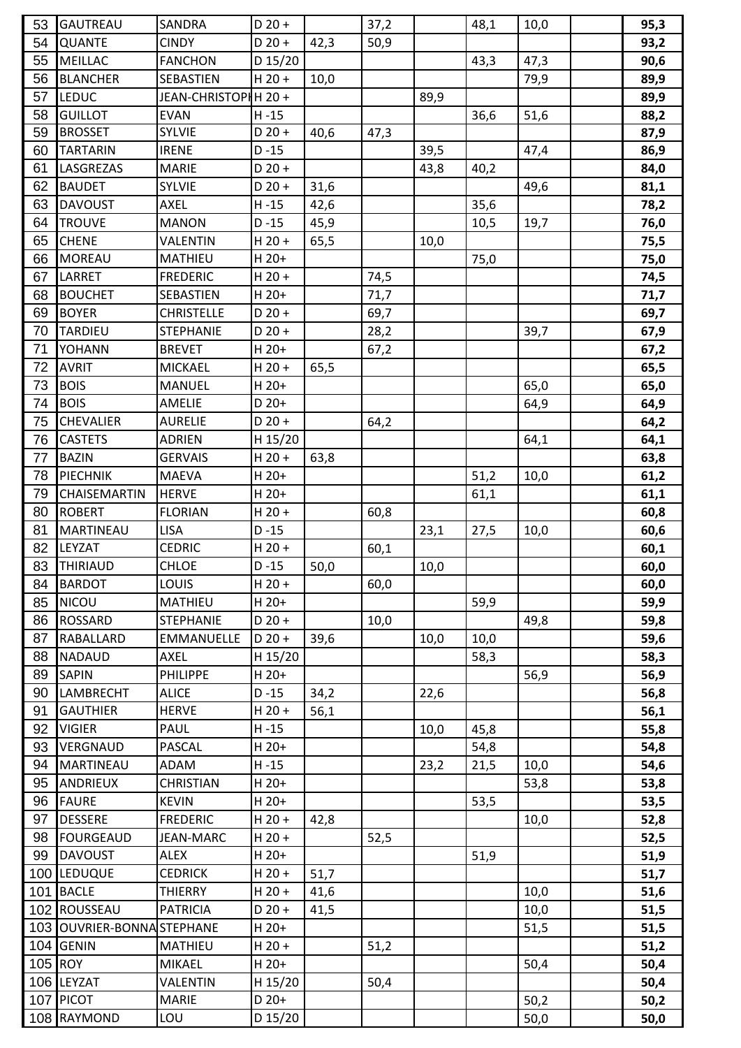| | | | | | | | | | | |
|---|---|---|---|---|---|---|---|---|---|---|
| 53 | GAUTREAU | SANDRA | D 20 + | | 37,2 | | 48,1 | 10,0 | | **95,3** |
| 54 | QUANTE | CINDY | D 20 + | 42,3 | 50,9 | | | | | **93,2** |
| 55 | MEILLAC | FANCHON | D 15/20 | | | | 43,3 | 47,3 | | **90,6** |
| 56 | BLANCHER | SEBASTIEN | H 20 + | 10,0 | | | | 79,9 | | **89,9** |
| 57 | LEDUC | JEAN-CHRISTOPH | H 20 + | | | 89,9 | | | | **89,9** |
| 58 | GUILLOT | EVAN | H -15 | | | | 36,6 | 51,6 | | **88,2** |
| 59 | BROSSET | SYLVIE | D 20 + | 40,6 | 47,3 | | | | | **87,9** |
| 60 | TARTARIN | IRENE | D -15 | | | 39,5 | | 47,4 | | **86,9** |
| 61 | LASGREZAS | MARIE | D 20 + | | | 43,8 | 40,2 | | | **84,0** |
| 62 | BAUDET | SYLVIE | D 20 + | 31,6 | | | | 49,6 | | **81,1** |
| 63 | DAVOUST | AXEL | H -15 | 42,6 | | | 35,6 | | | **78,2** |
| 64 | TROUVE | MANON | D -15 | 45,9 | | | 10,5 | 19,7 | | **76,0** |
| 65 | CHENE | VALENTIN | H 20 + | 65,5 | | 10,0 | | | | **75,5** |
| 66 | MOREAU | MATHIEU | H 20+ | | | | 75,0 | | | **75,0** |
| 67 | LARRET | FREDERIC | H 20 + | | 74,5 | | | | | **74,5** |
| 68 | BOUCHET | SEBASTIEN | H 20+ | | 71,7 | | | | | **71,7** |
| 69 | BOYER | CHRISTELLE | D 20 + | | 69,7 | | | | | **69,7** |
| 70 | TARDIEU | STEPHANIE | D 20 + | | 28,2 | | | 39,7 | | **67,9** |
| 71 | YOHANN | BREVET | H 20+ | | 67,2 | | | | | **67,2** |
| 72 | AVRIT | MICKAEL | H 20 + | 65,5 | | | | | | **65,5** |
| 73 | BOIS | MANUEL | H 20+ | | | | | 65,0 | | **65,0** |
| 74 | BOIS | AMELIE | D 20+ | | | | | 64,9 | | **64,9** |
| 75 | CHEVALIER | AURELIE | D 20 + | | 64,2 | | | | | **64,2** |
| 76 | CASTETS | ADRIEN | H 15/20 | | | | | 64,1 | | **64,1** |
| 77 | BAZIN | GERVAIS | H 20 + | 63,8 | | | | | | **63,8** |
| 78 | PIECHNIK | MAEVA | H 20+ | | | | 51,2 | 10,0 | | **61,2** |
| 79 | CHAISEMARTIN | HERVE | H 20+ | | | | 61,1 | | | **61,1** |
| 80 | ROBERT | FLORIAN | H 20 + | | 60,8 | | | | | **60,8** |
| 81 | MARTINEAU | LISA | D -15 | | | 23,1 | 27,5 | 10,0 | | **60,6** |
| 82 | LEYZAT | CEDRIC | H 20 + | | 60,1 | | | | | **60,1** |
| 83 | THIRIAUD | CHLOE | D -15 | 50,0 | | 10,0 | | | | **60,0** |
| 84 | BARDOT | LOUIS | H 20 + | | 60,0 | | | | | **60,0** |
| 85 | NICOU | MATHIEU | H 20+ | | | | 59,9 | | | **59,9** |
| 86 | ROSSARD | STEPHANIE | D 20 + | | 10,0 | | | 49,8 | | **59,8** |
| 87 | RABALLARD | EMMANUELLE | D 20 + | 39,6 | | 10,0 | 10,0 | | | **59,6** |
| 88 | NADAUD | AXEL | H 15/20 | | | | 58,3 | | | **58,3** |
| 89 | SAPIN | PHILIPPE | H 20+ | | | | | 56,9 | | **56,9** |
| 90 | LAMBRECHT | ALICE | D -15 | 34,2 | | 22,6 | | | | **56,8** |
| 91 | GAUTHIER | HERVE | H 20 + | 56,1 | | | | | | **56,1** |
| 92 | VIGIER | PAUL | H -15 | | | 10,0 | 45,8 | | | **55,8** |
| 93 | VERGNAUD | PASCAL | H 20+ | | | | 54,8 | | | **54,8** |
| 94 | MARTINEAU | ADAM | H -15 | | | 23,2 | 21,5 | 10,0 | | **54,6** |
| 95 | ANDRIEUX | CHRISTIAN | H 20+ | | | | | 53,8 | | **53,8** |
| 96 | FAURE | KEVIN | H 20+ | | | | 53,5 | | | **53,5** |
| 97 | DESSERE | FREDERIC | H 20 + | 42,8 | | | | 10,0 | | **52,8** |
| 98 | FOURGEAUD | JEAN-MARC | H 20 + | | 52,5 | | | | | **52,5** |
| 99 | DAVOUST | ALEX | H 20+ | | | | 51,9 | | | **51,9** |
| 100 | LEDUQUE | CEDRICK | H 20 + | 51,7 | | | | | | **51,7** |
| 101 | BACLE | THIERRY | H 20 + | 41,6 | | | | 10,0 | | **51,6** |
| 102 | ROUSSEAU | PATRICIA | D 20 + | 41,5 | | | | 10,0 | | **51,5** |
| 103 | OUVRIER-BONNA | STEPHANE | H 20+ | | | | | 51,5 | | **51,5** |
| 104 | GENIN | MATHIEU | H 20 + | | 51,2 | | | | | **51,2** |
| 105 | ROY | MIKAEL | H 20+ | | | | | 50,4 | | **50,4** |
| 106 | LEYZAT | VALENTIN | H 15/20 | | 50,4 | | | | | **50,4** |
| 107 | PICOT | MARIE | D 20+ | | | | | 50,2 | | **50,2** |
| 108 | RAYMOND | LOU | D 15/20 | | | | | 50,0 | | **50,0** |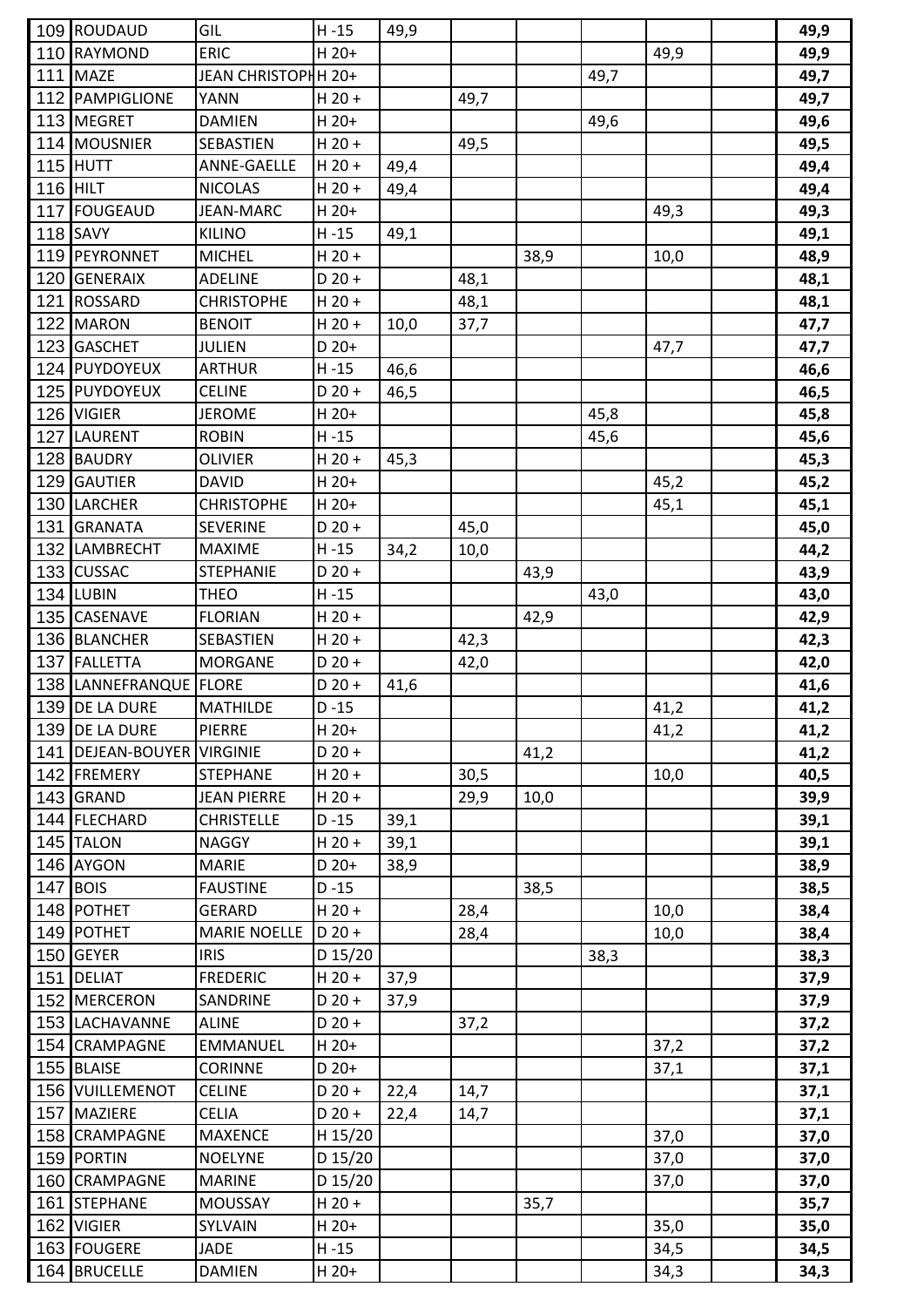| | | | | | | | | | | |
|---|---|---|---|---|---|---|---|---|---|---|
| 109 | ROUDAUD | GIL | H -15 | 49,9 | | | | | | **49,9** |
| 110 | RAYMOND | ERIC | H 20+ | | | | | 49,9 | | **49,9** |
| 111 | MAZE | JEAN CHRISTOPH | H 20+ | | | | 49,7 | | | **49,7** |
| 112 | PAMPIGLIONE | YANN | H 20 + | | 49,7 | | | | | **49,7** |
| 113 | MEGRET | DAMIEN | H 20+ | | | | 49,6 | | | **49,6** |
| 114 | MOUSNIER | SEBASTIEN | H 20 + | | 49,5 | | | | | **49,5** |
| 115 | HUTT | ANNE-GAELLE | H 20 + | 49,4 | | | | | | **49,4** |
| 116 | HILT | NICOLAS | H 20 + | 49,4 | | | | | | **49,4** |
| 117 | FOUGEAUD | JEAN-MARC | H 20+ | | | | | 49,3 | | **49,3** |
| 118 | SAVY | KILINO | H -15 | 49,1 | | | | | | **49,1** |
| 119 | PEYRONNET | MICHEL | H 20 + | | | 38,9 | | 10,0 | | **48,9** |
| 120 | GENERAIX | ADELINE | D 20 + | | 48,1 | | | | | **48,1** |
| 121 | ROSSARD | CHRISTOPHE | H 20 + | | 48,1 | | | | | **48,1** |
| 122 | MARON | BENOIT | H 20 + | 10,0 | 37,7 | | | | | **47,7** |
| 123 | GASCHET | JULIEN | D 20+ | | | | | 47,7 | | **47,7** |
| 124 | PUYDOYEUX | ARTHUR | H -15 | 46,6 | | | | | | **46,6** |
| 125 | PUYDOYEUX | CELINE | D 20 + | 46,5 | | | | | | **46,5** |
| 126 | VIGIER | JEROME | H 20+ | | | | 45,8 | | | **45,8** |
| 127 | LAURENT | ROBIN | H -15 | | | | 45,6 | | | **45,6** |
| 128 | BAUDRY | OLIVIER | H 20 + | 45,3 | | | | | | **45,3** |
| 129 | GAUTIER | DAVID | H 20+ | | | | | 45,2 | | **45,2** |
| 130 | LARCHER | CHRISTOPHE | H 20+ | | | | | 45,1 | | **45,1** |
| 131 | GRANATA | SEVERINE | D 20 + | | 45,0 | | | | | **45,0** |
| 132 | LAMBRECHT | MAXIME | H -15 | 34,2 | 10,0 | | | | | **44,2** |
| 133 | CUSSAC | STEPHANIE | D 20 + | | | 43,9 | | | | **43,9** |
| 134 | LUBIN | THEO | H -15 | | | | 43,0 | | | **43,0** |
| 135 | CASENAVE | FLORIAN | H 20 + | | | 42,9 | | | | **42,9** |
| 136 | BLANCHER | SEBASTIEN | H 20 + | | 42,3 | | | | | **42,3** |
| 137 | FALLETTA | MORGANE | D 20 + | | 42,0 | | | | | **42,0** |
| 138 | LANNEFRANQUE | FLORE | D 20 + | 41,6 | | | | | | **41,6** |
| 139 | DE LA DURE | MATHILDE | D -15 | | | | | 41,2 | | **41,2** |
| 139 | DE LA DURE | PIERRE | H 20+ | | | | | 41,2 | | **41,2** |
| 141 | DEJEAN-BOUYER | VIRGINIE | D 20 + | | | 41,2 | | | | **41,2** |
| 142 | FREMERY | STEPHANE | H 20 + | | 30,5 | | | 10,0 | | **40,5** |
| 143 | GRAND | JEAN PIERRE | H 20 + | | 29,9 | 10,0 | | | | **39,9** |
| 144 | FLECHARD | CHRISTELLE | D -15 | 39,1 | | | | | | **39,1** |
| 145 | TALON | NAGGY | H 20 + | 39,1 | | | | | | **39,1** |
| 146 | AYGON | MARIE | D 20+ | 38,9 | | | | | | **38,9** |
| 147 | BOIS | FAUSTINE | D -15 | | | 38,5 | | | | **38,5** |
| 148 | POTHET | GERARD | H 20 + | | 28,4 | | | 10,0 | | **38,4** |
| 149 | POTHET | MARIE NOELLE | D 20 + | | 28,4 | | | 10,0 | | **38,4** |
| 150 | GEYER | IRIS | D 15/20 | | | | 38,3 | | | **38,3** |
| 151 | DELIAT | FREDERIC | H 20 + | 37,9 | | | | | | **37,9** |
| 152 | MERCERON | SANDRINE | D 20 + | 37,9 | | | | | | **37,9** |
| 153 | LACHAVANNE | ALINE | D 20 + | | 37,2 | | | | | **37,2** |
| 154 | CRAMPAGNE | EMMANUEL | H 20+ | | | | | 37,2 | | **37,2** |
| 155 | BLAISE | CORINNE | D 20+ | | | | | 37,1 | | **37,1** |
| 156 | VUILLEMENOT | CELINE | D 20 + | 22,4 | 14,7 | | | | | **37,1** |
| 157 | MAZIERE | CELIA | D 20 + | 22,4 | 14,7 | | | | | **37,1** |
| 158 | CRAMPAGNE | MAXENCE | H 15/20 | | | | | 37,0 | | **37,0** |
| 159 | PORTIN | NOELYNE | D 15/20 | | | | | 37,0 | | **37,0** |
| 160 | CRAMPAGNE | MARINE | D 15/20 | | | | | 37,0 | | **37,0** |
| 161 | STEPHANE | MOUSSAY | H 20 + | | | 35,7 | | | | **35,7** |
| 162 | VIGIER | SYLVAIN | H 20+ | | | | | 35,0 | | **35,0** |
| 163 | FOUGERE | JADE | H -15 | | | | | 34,5 | | **34,5** |
| 164 | BRUCELLE | DAMIEN | H 20+ | | | | | 34,3 | | **34,3** |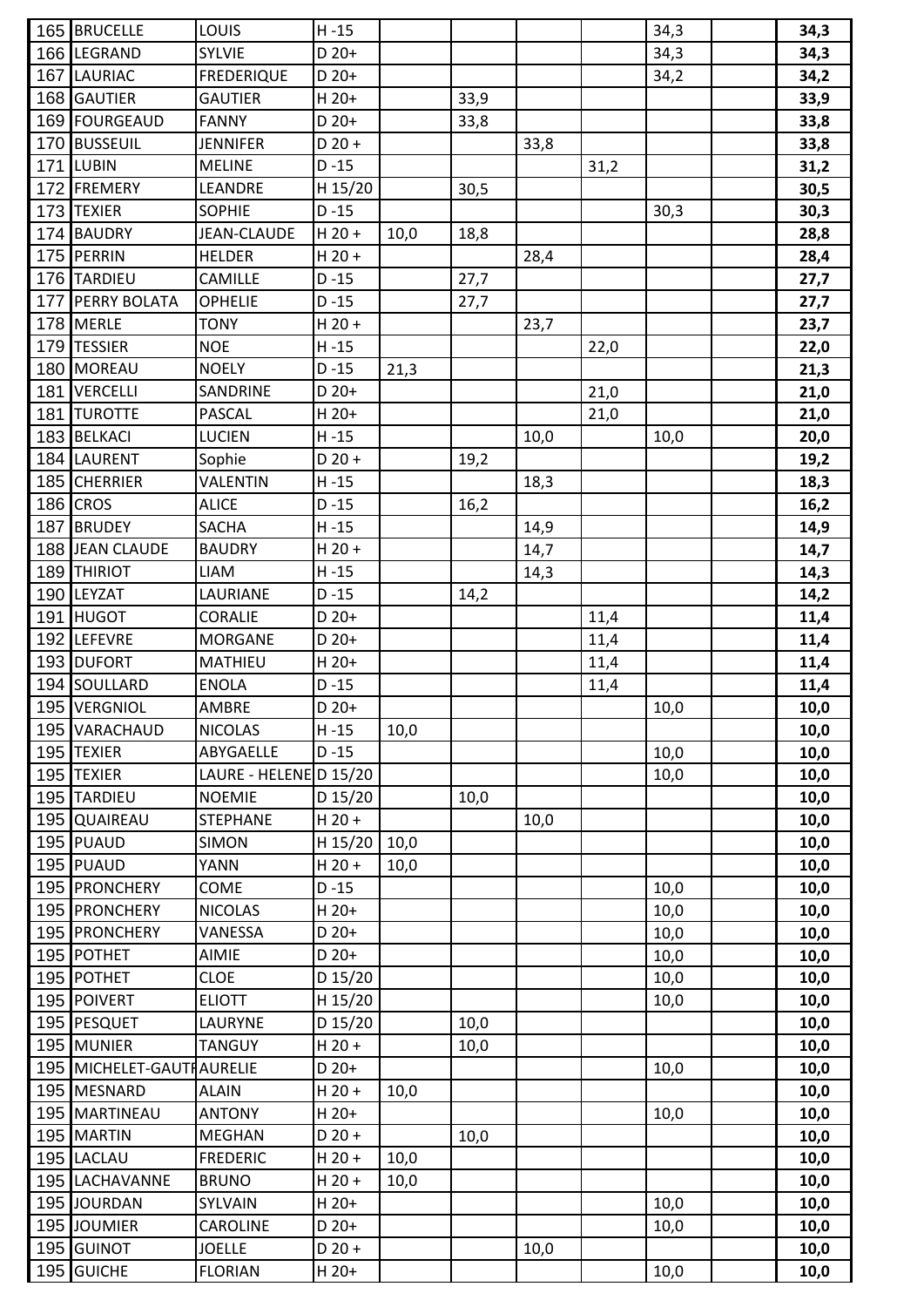| | | | | | | | | | | |
|---|---|---|---|---|---|---|---|---|---|---|
| 165 | BRUCELLE | LOUIS | H -15 | | | | | 34,3 | | **34,3** |
| 166 | LEGRAND | SYLVIE | D 20+ | | | | | 34,3 | | **34,3** |
| 167 | LAURIAC | FREDERIQUE | D 20+ | | | | | 34,2 | | **34,2** |
| 168 | GAUTIER | GAUTIER | H 20+ | | 33,9 | | | | | **33,9** |
| 169 | FOURGEAUD | FANNY | D 20+ | | 33,8 | | | | | **33,8** |
| 170 | BUSSEUIL | JENNIFER | D 20 + | | | 33,8 | | | | **33,8** |
| 171 | LUBIN | MELINE | D -15 | | | | 31,2 | | | **31,2** |
| 172 | FREMERY | LEANDRE | H 15/20 | | 30,5 | | | | | **30,5** |
| 173 | TEXIER | SOPHIE | D -15 | | | | | 30,3 | | **30,3** |
| 174 | BAUDRY | JEAN-CLAUDE | H 20 + | 10,0 | 18,8 | | | | | **28,8** |
| 175 | PERRIN | HELDER | H 20 + | | | 28,4 | | | | **28,4** |
| 176 | TARDIEU | CAMILLE | D -15 | | 27,7 | | | | | **27,7** |
| 177 | PERRY BOLATA | OPHELIE | D -15 | | 27,7 | | | | | **27,7** |
| 178 | MERLE | TONY | H 20 + | | | 23,7 | | | | **23,7** |
| 179 | TESSIER | NOE | H -15 | | | | 22,0 | | | **22,0** |
| 180 | MOREAU | NOELY | D -15 | 21,3 | | | | | | **21,3** |
| 181 | VERCELLI | SANDRINE | D 20+ | | | | 21,0 | | | **21,0** |
| 181 | TUROTTE | PASCAL | H 20+ | | | | 21,0 | | | **21,0** |
| 183 | BELKACI | LUCIEN | H -15 | | | 10,0 | | 10,0 | | **20,0** |
| 184 | LAURENT | Sophie | D 20 + | | 19,2 | | | | | **19,2** |
| 185 | CHERRIER | VALENTIN | H -15 | | | 18,3 | | | | **18,3** |
| 186 | CROS | ALICE | D -15 | | 16,2 | | | | | **16,2** |
| 187 | BRUDEY | SACHA | H -15 | | | 14,9 | | | | **14,9** |
| 188 | JEAN CLAUDE | BAUDRY | H 20 + | | | 14,7 | | | | **14,7** |
| 189 | THIRIOT | LIAM | H -15 | | | 14,3 | | | | **14,3** |
| 190 | LEYZAT | LAURIANE | D -15 | | 14,2 | | | | | **14,2** |
| 191 | HUGOT | CORALIE | D 20+ | | | | 11,4 | | | **11,4** |
| 192 | LEFEVRE | MORGANE | D 20+ | | | | 11,4 | | | **11,4** |
| 193 | DUFORT | MATHIEU | H 20+ | | | | 11,4 | | | **11,4** |
| 194 | SOULLARD | ENOLA | D -15 | | | | 11,4 | | | **11,4** |
| 195 | VERGNIOL | AMBRE | D 20+ | | | | | 10,0 | | **10,0** |
| 195 | VARACHAUD | NICOLAS | H -15 | 10,0 | | | | | | **10,0** |
| 195 | TEXIER | ABYGAELLE | D -15 | | | | | 10,0 | | **10,0** |
| 195 | TEXIER | LAURE - HELENE | D 15/20 | | | | | 10,0 | | **10,0** |
| 195 | TARDIEU | NOEMIE | D 15/20 | | 10,0 | | | | | **10,0** |
| 195 | QUAIREAU | STEPHANE | H 20 + | | | 10,0 | | | | **10,0** |
| 195 | PUAUD | SIMON | H 15/20 | 10,0 | | | | | | **10,0** |
| 195 | PUAUD | YANN | H 20 + | 10,0 | | | | | | **10,0** |
| 195 | PRONCHERY | COME | D -15 | | | | | 10,0 | | **10,0** |
| 195 | PRONCHERY | NICOLAS | H 20+ | | | | | 10,0 | | **10,0** |
| 195 | PRONCHERY | VANESSA | D 20+ | | | | | 10,0 | | **10,0** |
| 195 | POTHET | AIMIE | D 20+ | | | | | 10,0 | | **10,0** |
| 195 | POTHET | CLOE | D 15/20 | | | | | 10,0 | | **10,0** |
| 195 | POIVERT | ELIOTT | H 15/20 | | | | | 10,0 | | **10,0** |
| 195 | PESQUET | LAURYNE | D 15/20 | | 10,0 | | | | | **10,0** |
| 195 | MUNIER | TANGUY | H 20 + | | 10,0 | | | | | **10,0** |
| 195 | MICHELET-GAUTH | AURELIE | D 20+ | | | | | 10,0 | | **10,0** |
| 195 | MESNARD | ALAIN | H 20 + | 10,0 | | | | | | **10,0** |
| 195 | MARTINEAU | ANTONY | H 20+ | | | | | 10,0 | | **10,0** |
| 195 | MARTIN | MEGHAN | D 20 + | | 10,0 | | | | | **10,0** |
| 195 | LACLAU | FREDERIC | H 20 + | 10,0 | | | | | | **10,0** |
| 195 | LACHAVANNE | BRUNO | H 20 + | 10,0 | | | | | | **10,0** |
| 195 | JOURDAN | SYLVAIN | H 20+ | | | | | 10,0 | | **10,0** |
| 195 | JOUMIER | CAROLINE | D 20+ | | | | | 10,0 | | **10,0** |
| 195 | GUINOT | JOELLE | D 20 + | | | 10,0 | | | | **10,0** |
| 195 | GUICHE | FLORIAN | H 20+ | | | | | 10,0 | | **10,0** |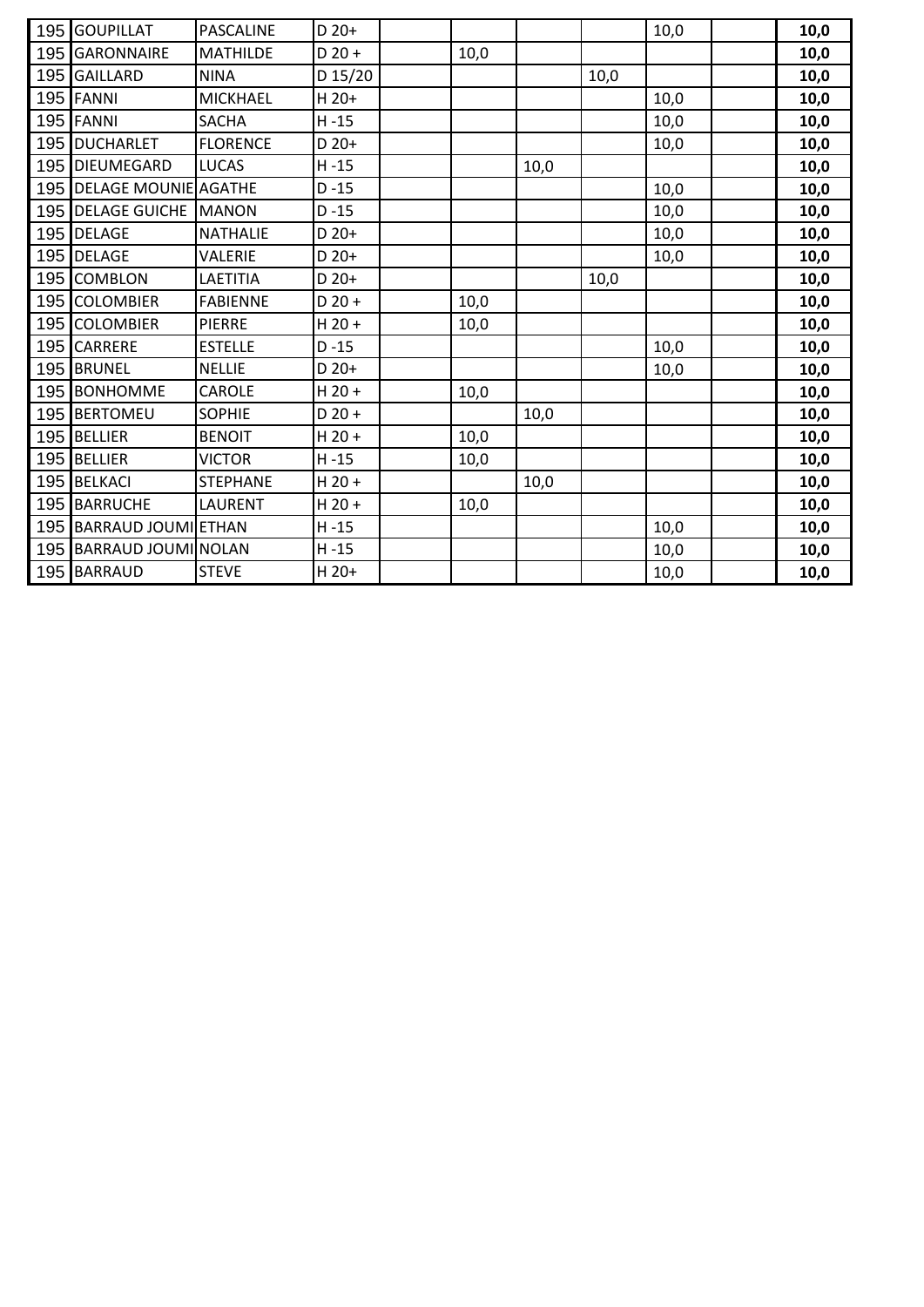| | | | | | | | | | | |
|---|---|---|---|---|---|---|---|---|---|---|
| 195 | GOUPILLAT | PASCALINE | D 20+ | | | | | 10,0 | | **10,0** |
| 195 | GARONNAIRE | MATHILDE | D 20 + | | 10,0 | | | | | **10,0** |
| 195 | GAILLARD | NINA | D 15/20 | | | | 10,0 | | | **10,0** |
| 195 | FANNI | MICKHAEL | H 20+ | | | | | 10,0 | | **10,0** |
| 195 | FANNI | SACHA | H -15 | | | | | 10,0 | | **10,0** |
| 195 | DUCHARLET | FLORENCE | D 20+ | | | | | 10,0 | | **10,0** |
| 195 | DIEUMEGARD | LUCAS | H -15 | | | 10,0 | | | | **10,0** |
| 195 | DELAGE MOUNIE | AGATHE | D -15 | | | | | 10,0 | | **10,0** |
| 195 | DELAGE GUICHE | MANON | D -15 | | | | | 10,0 | | **10,0** |
| 195 | DELAGE | NATHALIE | D 20+ | | | | | 10,0 | | **10,0** |
| 195 | DELAGE | VALERIE | D 20+ | | | | | 10,0 | | **10,0** |
| 195 | COMBLON | LAETITIA | D 20+ | | | | 10,0 | | | **10,0** |
| 195 | COLOMBIER | FABIENNE | D 20 + | | 10,0 | | | | | **10,0** |
| 195 | COLOMBIER | PIERRE | H 20 + | | 10,0 | | | | | **10,0** |
| 195 | CARRERE | ESTELLE | D -15 | | | | | 10,0 | | **10,0** |
| 195 | BRUNEL | NELLIE | D 20+ | | | | | 10,0 | | **10,0** |
| 195 | BONHOMME | CAROLE | H 20 + | | 10,0 | | | | | **10,0** |
| 195 | BERTOMEU | SOPHIE | D 20 + | | | 10,0 | | | | **10,0** |
| 195 | BELLIER | BENOIT | H 20 + | | 10,0 | | | | | **10,0** |
| 195 | BELLIER | VICTOR | H -15 | | 10,0 | | | | | **10,0** |
| 195 | BELKACI | STEPHANE | H 20 + | | | 10,0 | | | | **10,0** |
| 195 | BARRUCHE | LAURENT | H 20 + | | 10,0 | | | | | **10,0** |
| 195 | BARRAUD JOUMI | ETHAN | H -15 | | | | | 10,0 | | **10,0** |
| 195 | BARRAUD JOUMI | NOLAN | H -15 | | | | | 10,0 | | **10,0** |
| 195 | BARRAUD | STEVE | H 20+ | | | | | 10,0 | | **10,0** |